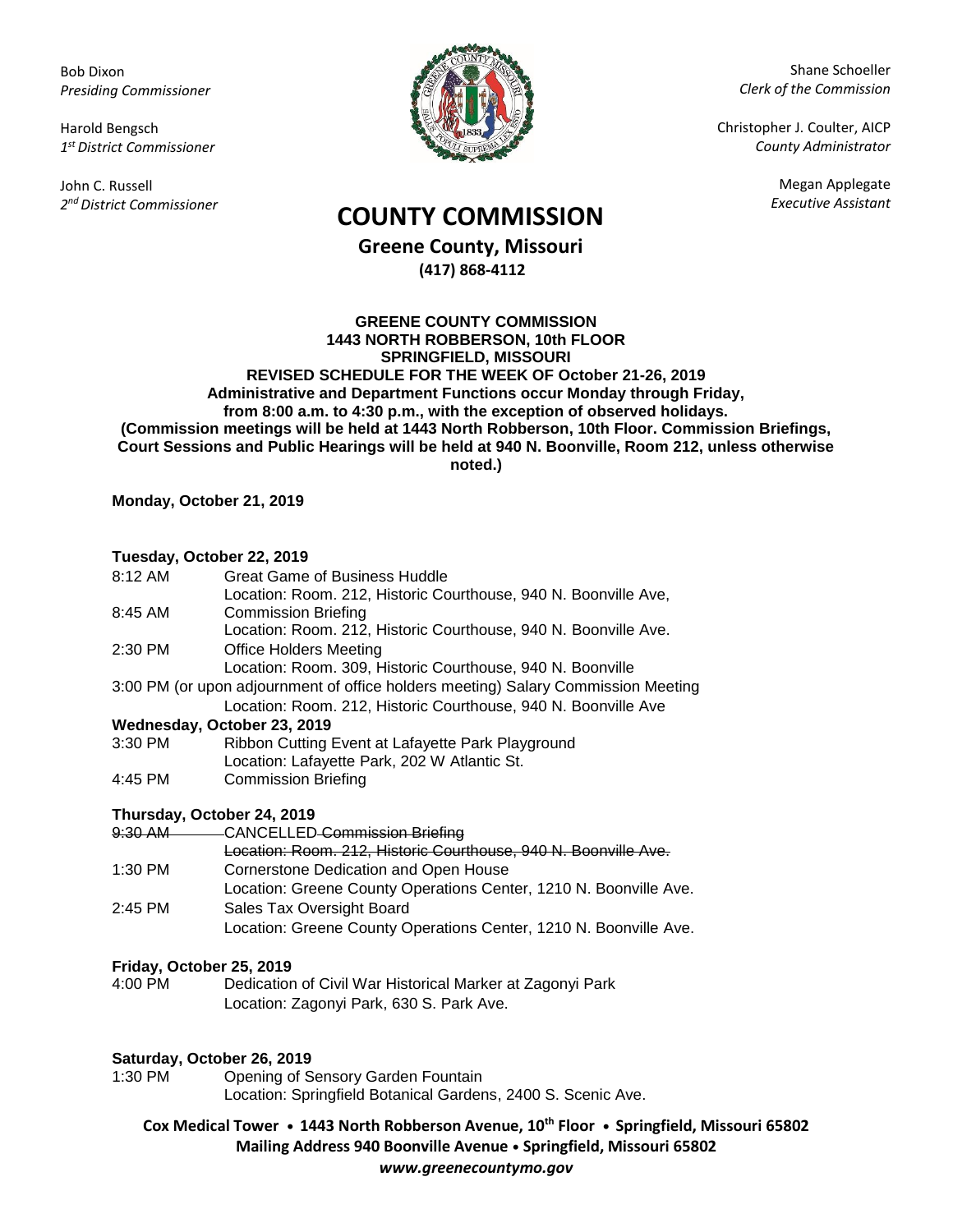Bob Dixon
*Presiding Commissioner*

Harold Bengsch
*1st District Commissioner*

John C. Russell
*2nd District Commissioner*

Shane Schoeller
*Clerk of the Commission*

Christopher J. Coulter, AICP
*County Administrator*

Megan Applegate
*Executive Assistant*

# COUNTY COMMISSION

**Greene County, Missouri**
**(417) 868-4112**

**GREENE COUNTY COMMISSION**
**1443 NORTH ROBBERSON, 10th FLOOR**
**SPRINGFIELD, MISSOURI**
**REVISED SCHEDULE FOR THE WEEK OF October 21-26, 2019**
**Administrative and Department Functions occur Monday through Friday, from 8:00 a.m. to 4:30 p.m., with the exception of observed holidays.**
**(Commission meetings will be held at 1443 North Robberson, 10th Floor. Commission Briefings, Court Sessions and Public Hearings will be held at 940 N. Boonville, Room 212, unless otherwise noted.)**

**Monday, October 21, 2019**

**Tuesday, October 22, 2019**

8:12 AM Great Game of Business Huddle
Location: Room. 212, Historic Courthouse, 940 N. Boonville Ave,

8:45 AM Commission Briefing
Location: Room. 212, Historic Courthouse, 940 N. Boonville Ave.

2:30 PM Office Holders Meeting
Location: Room. 309, Historic Courthouse, 940 N. Boonville

3:00 PM (or upon adjournment of office holders meeting) Salary Commission Meeting
Location: Room. 212, Historic Courthouse, 940 N. Boonville Ave

**Wednesday, October 23, 2019**

3:30 PM Ribbon Cutting Event at Lafayette Park Playground
Location: Lafayette Park, 202 W Atlantic St.

4:45 PM Commission Briefing

**Thursday, October 24, 2019**

~~9:30 AM~~ CANCELLED ~~Commission Briefing~~
~~Location: Room. 212, Historic Courthouse, 940 N. Boonville Ave.~~

1:30 PM Cornerstone Dedication and Open House
Location: Greene County Operations Center, 1210 N. Boonville Ave.

2:45 PM Sales Tax Oversight Board
Location: Greene County Operations Center, 1210 N. Boonville Ave.

**Friday, October 25, 2019**

4:00 PM Dedication of Civil War Historical Marker at Zagonyi Park
Location: Zagonyi Park, 630 S. Park Ave.

**Saturday, October 26, 2019**

1:30 PM Opening of Sensory Garden Fountain
Location: Springfield Botanical Gardens, 2400 S. Scenic Ave.

**Cox Medical Tower • 1443 North Robberson Avenue, 10th Floor • Springfield, Missouri 65802**
**Mailing Address 940 Boonville Avenue • Springfield, Missouri 65802**
***www.greenecountymo.gov***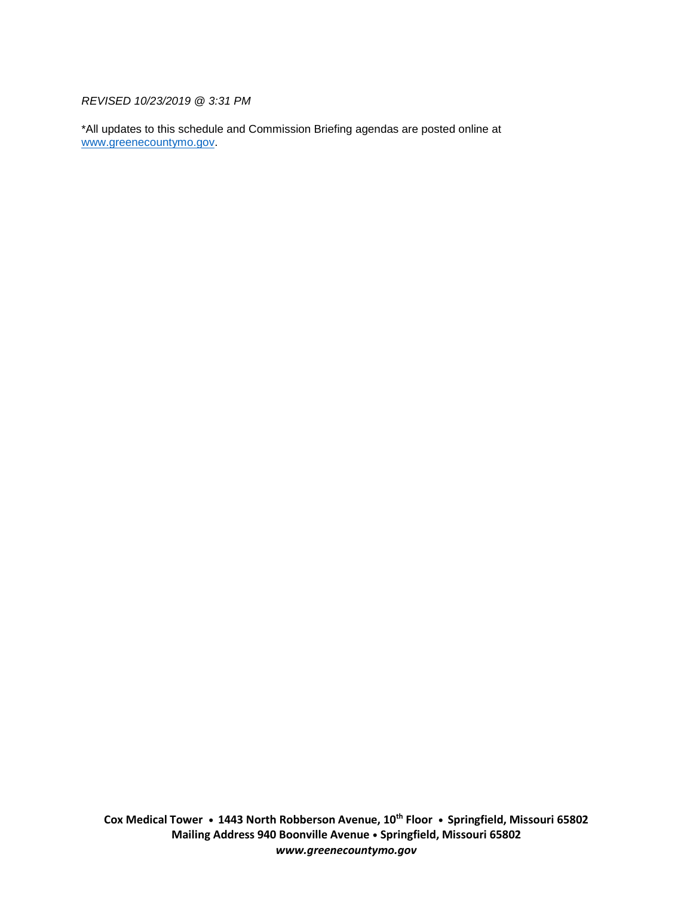*REVISED 10/23/2019 @ 3:31 PM*

*All updates to this schedule and Commission Briefing agendas are posted online at www.greenecountymo.gov.